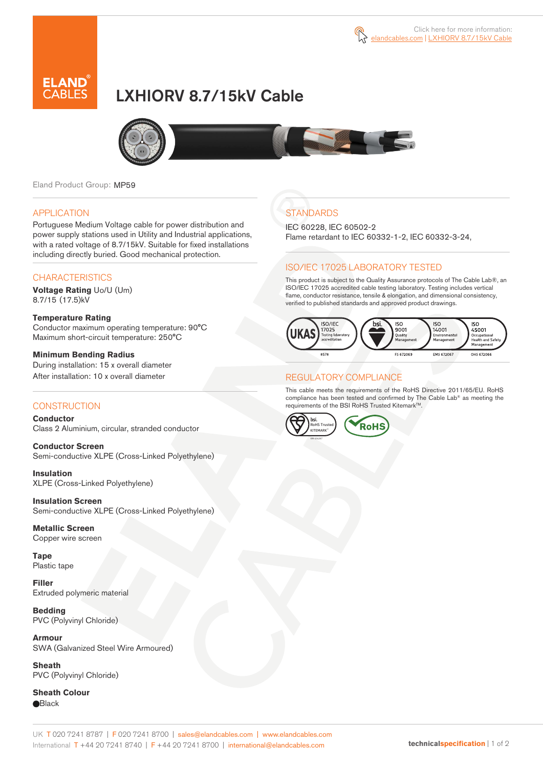Click here for more information: elandcables.com | LXHIORV 8.7/15kV Cable

# LXHIORV 8.7/15kV Cable

Eland Product Group: MP59

## APPLICATION

Portuguese Medium Voltage cable for power distribution and power supply stations used in Utility and Industrial applications, with a rated voltage of 8.7/15kV. Suitable for fixed installations including directly buried. Good mechanical protection.

## CHARACTERISTICS

**Voltage Rating** Uo/U (Um)
8.7/15 (17.5)kV

**Temperature Rating**
Conductor maximum operating temperature: 90°C
Maximum short-circuit temperature: 250°C

**Minimum Bending Radius**
During installation: 15 x overall diameter
After installation: 10 x overall diameter

## CONSTRUCTION

**Conductor**
Class 2 Aluminium, circular, stranded conductor

**Conductor Screen**
Semi-conductive XLPE (Cross-Linked Polyethylene)

**Insulation**
XLPE (Cross-Linked Polyethylene)

**Insulation Screen**
Semi-conductive XLPE (Cross-Linked Polyethylene)

**Metallic Screen**
Copper wire screen

**Tape**
Plastic tape

**Filler**
Extruded polymeric material

**Bedding**
PVC (Polyvinyl Chloride)

**Armour**
SWA (Galvanized Steel Wire Armoured)

**Sheath**
PVC (Polyvinyl Chloride)

**Sheath Colour**
●Black

## STANDARDS

IEC 60228, IEC 60502-2
Flame retardant to IEC 60332-1-2, IEC 60332-3-24,

## ISO/IEC 17025 LABORATORY TESTED

This product is subject to the Quality Assurance protocols of The Cable Lab®, an ISO/IEC 17025 accredited cable testing laboratory. Testing includes vertical flame, conductor resistance, tensile & elongation, and dimensional consistency, verified to published standards and approved product drawings.

UKAS ISO/IEC 17025 Testing laboratory accreditation 8578 | bsi. ISO 9001 Quality Management FS 672069 | ISO 14001 Environmental Management EMS 672067 | ISO 45001 Occupational Health and Safety Management OHS 672066

## REGULATORY COMPLIANCE

This cable meets the requirements of the RoHS Directive 2011/65/EU. RoHS compliance has been tested and confirmed by The Cable Lab® as meeting the requirements of the BSI RoHS Trusted Kitemark™.

bsi. RoHS Trusted KITEMARK™ | RoHS

UK T 020 7241 8787 | F 020 7241 8700 | sales@elandcables.com | www.elandcables.com
International T +44 20 7241 8740 | F +44 20 7241 8700 | international@elandcables.com

technicalspecification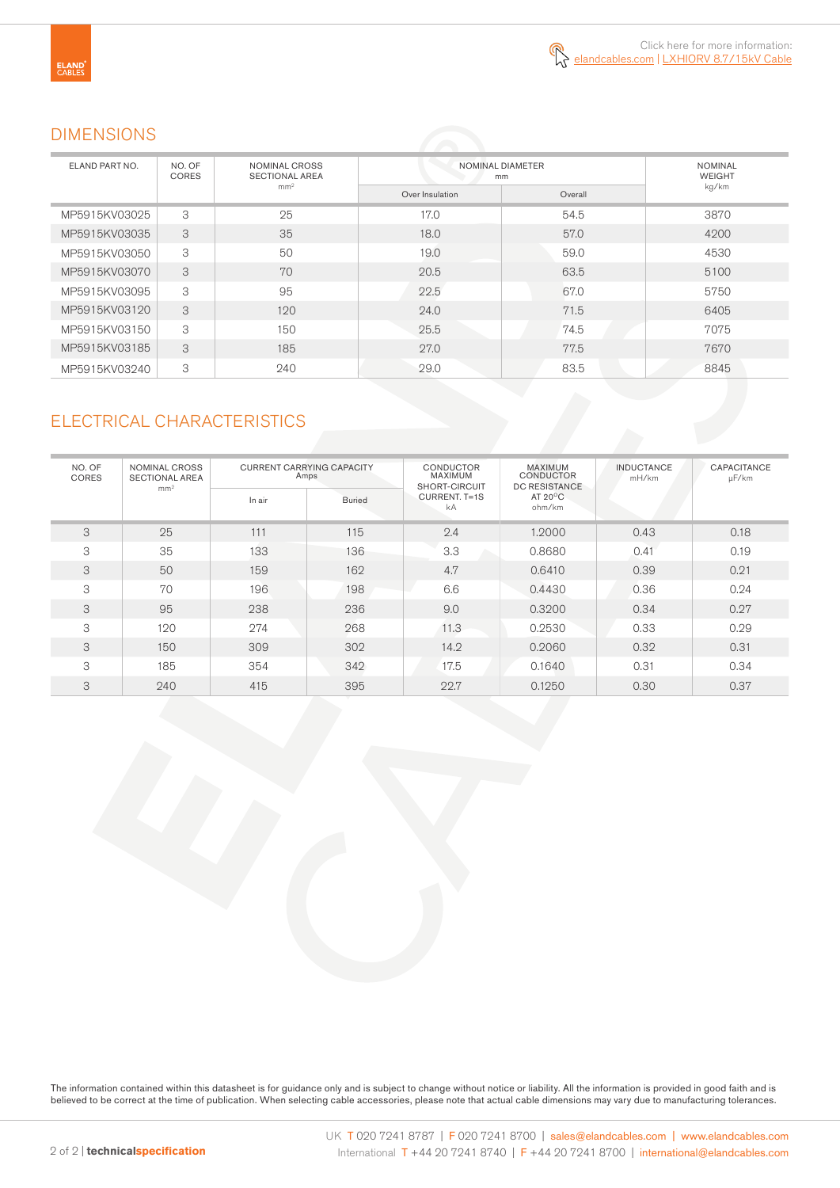Click here for more information: elandcables.com | LXHIORV 8.7/15kV Cable

## DIMENSIONS

| ELAND PART NO. | NO. OF CORES | NOMINAL CROSS SECTIONAL AREA mm² | NOMINAL DIAMETER mm | | NOMINAL WEIGHT kg/km |
|---|---|---|---|---|---|
| | | | Over Insulation | Overall | |
| MP5915KV03025 | 3 | 25 | 17.0 | 54.5 | 3870 |
| MP5915KV03035 | 3 | 35 | 18.0 | 57.0 | 4200 |
| MP5915KV03050 | 3 | 50 | 19.0 | 59.0 | 4530 |
| MP5915KV03070 | 3 | 70 | 20.5 | 63.5 | 5100 |
| MP5915KV03095 | 3 | 95 | 22.5 | 67.0 | 5750 |
| MP5915KV03120 | 3 | 120 | 24.0 | 71.5 | 6405 |
| MP5915KV03150 | 3 | 150 | 25.5 | 74.5 | 7075 |
| MP5915KV03185 | 3 | 185 | 27.0 | 77.5 | 7670 |
| MP5915KV03240 | 3 | 240 | 29.0 | 83.5 | 8845 |

## ELECTRICAL CHARACTERISTICS

| NO. OF CORES | NOMINAL CROSS SECTIONAL AREA mm² | CURRENT CARRYING CAPACITY Amps | | CONDUCTOR MAXIMUM SHORT-CIRCUIT CURRENT. T=1S kA | MAXIMUM CONDUCTOR DC RESISTANCE AT 20°C ohm/km | INDUCTANCE mH/km | CAPACITANCE µF/km |
|---|---|---|---|---|---|---|---|
| | | In air | Buried | | | | |
| 3 | 25 | 111 | 115 | 2.4 | 1.2000 | 0.43 | 0.18 |
| 3 | 35 | 133 | 136 | 3.3 | 0.8680 | 0.41 | 0.19 |
| 3 | 50 | 159 | 162 | 4.7 | 0.6410 | 0.39 | 0.21 |
| 3 | 70 | 196 | 198 | 6.6 | 0.4430 | 0.36 | 0.24 |
| 3 | 95 | 238 | 236 | 9.0 | 0.3200 | 0.34 | 0.27 |
| 3 | 120 | 274 | 268 | 11.3 | 0.2530 | 0.33 | 0.29 |
| 3 | 150 | 309 | 302 | 14.2 | 0.2060 | 0.32 | 0.31 |
| 3 | 185 | 354 | 342 | 17.5 | 0.1640 | 0.31 | 0.34 |
| 3 | 240 | 415 | 395 | 22.7 | 0.1250 | 0.30 | 0.37 |

The information contained within this datasheet is for guidance only and is subject to change without notice or liability. All the information is provided in good faith and is believed to be correct at the time of publication. When selecting cable accessories, please note that actual cable dimensions may vary due to manufacturing tolerances.

UK T 020 7241 8787 | F 020 7241 8700 | sales@elandcables.com | www.elandcables.com
International T +44 20 7241 8740 | F +44 20 7241 8700 | international@elandcables.com